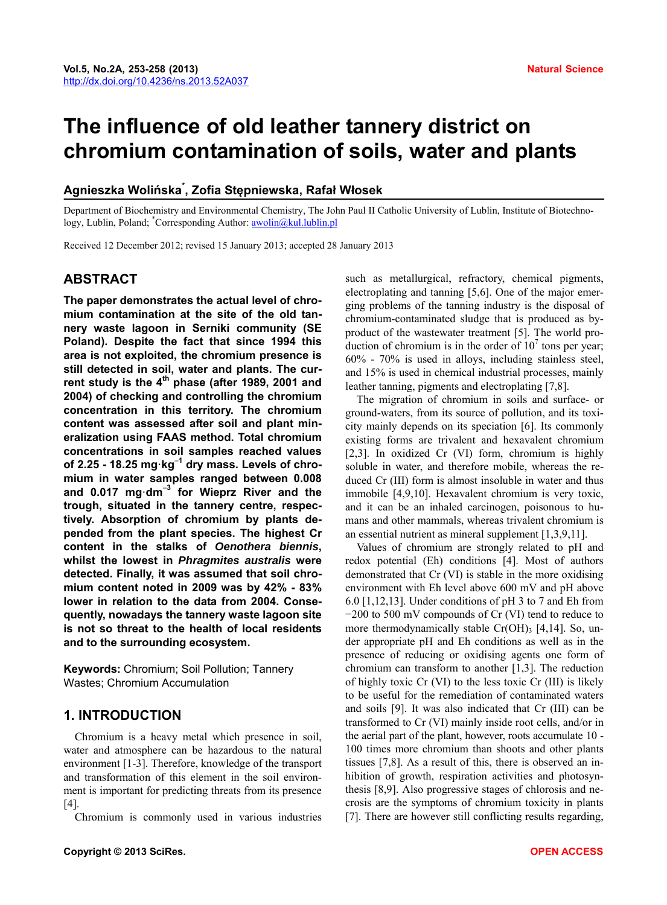# The influence of old leather tannery district on chromium contamination of soils, water and plants

**Agnieszka Wolińska[\*], Zofia Stępniewska, Rafał Włosek**

Department of Biochemistry and Environmental Chemistry, The John Paul II Catholic University of Lublin, Institute of Biotechnology, Lublin, Poland; [\*]Corresponding Author: awolin@kul.lublin.pl

Received 12 December 2012; revised 15 January 2013; accepted 28 January 2013

## ABSTRACT

**The paper demonstrates the actual level of chromium contamination at the site of the old tannery waste lagoon in Serniki community (SE Poland). Despite the fact that since 1994 this area is not exploited, the chromium presence is still detected in soil, water and plants. The current study is the 4th phase (after 1989, 2001 and 2004) of checking and controlling the chromium concentration in this territory. The chromium content was assessed after soil and plant mineralization using FAAS method. Total chromium concentrations in soil samples reached values of 2.25 - 18.25 mg·kg$^{-1}$ dry mass. Levels of chromium in water samples ranged between 0.008 and 0.017 mg·dm$^{-3}$ for Wieprz River and the trough, situated in the tannery centre, respectively. Absorption of chromium by plants depended from the plant species. The highest Cr content in the stalks of *Oenothera biennis*, whilst the lowest in *Phragmites australis* were detected. Finally, it was assumed that soil chromium content noted in 2009 was by 42% - 83% lower in relation to the data from 2004. Consequently, nowadays the tannery waste lagoon site is not so threat to the health of local residents and to the surrounding ecosystem.**

**Keywords:** Chromium; Soil Pollution; Tannery Wastes; Chromium Accumulation

## 1. INTRODUCTION

Chromium is a heavy metal which presence in soil, water and atmosphere can be hazardous to the natural environment [1-3]. Therefore, knowledge of the transport and transformation of this element in the soil environment is important for predicting threats from its presence [4].

Chromium is commonly used in various industries such as metallurgical, refractory, chemical pigments, electroplating and tanning [5,6]. One of the major emerging problems of the tanning industry is the disposal of chromium-contaminated sludge that is produced as by-product of the wastewater treatment [5]. The world production of chromium is in the order of $10^7$ tons per year; 60% - 70% is used in alloys, including stainless steel, and 15% is used in chemical industrial processes, mainly leather tanning, pigments and electroplating [7,8].

The migration of chromium in soils and surface- or ground-waters, from its source of pollution, and its toxicity mainly depends on its speciation [6]. Its commonly existing forms are trivalent and hexavalent chromium [2,3]. In oxidized Cr (VI) form, chromium is highly soluble in water, and therefore mobile, whereas the reduced Cr (III) form is almost insoluble in water and thus immobile [4,9,10]. Hexavalent chromium is very toxic, and it can be an inhaled carcinogen, poisonous to humans and other mammals, whereas trivalent chromium is an essential nutrient as mineral supplement [1,3,9,11].

Values of chromium are strongly related to pH and redox potential (Eh) conditions [4]. Most of authors demonstrated that Cr (VI) is stable in the more oxidising environment with Eh level above 600 mV and pH above 6.0 [1,12,13]. Under conditions of pH 3 to 7 and Eh from −200 to 500 mV compounds of Cr (VI) tend to reduce to more thermodynamically stable $Cr(OH)_3$ [4,14]. So, under appropriate pH and Eh conditions as well as in the presence of reducing or oxidising agents one form of chromium can transform to another [1,3]. The reduction of highly toxic Cr (VI) to the less toxic Cr (III) is likely to be useful for the remediation of contaminated waters and soils [9]. It was also indicated that Cr (III) can be transformed to Cr (VI) mainly inside root cells, and/or in the aerial part of the plant, however, roots accumulate 10 - 100 times more chromium than shoots and other plants tissues [7,8]. As a result of this, there is observed an inhibition of growth, respiration activities and photosynthesis [8,9]. Also progressive stages of chlorosis and necrosis are the symptoms of chromium toxicity in plants [7]. There are however still conflicting results regarding,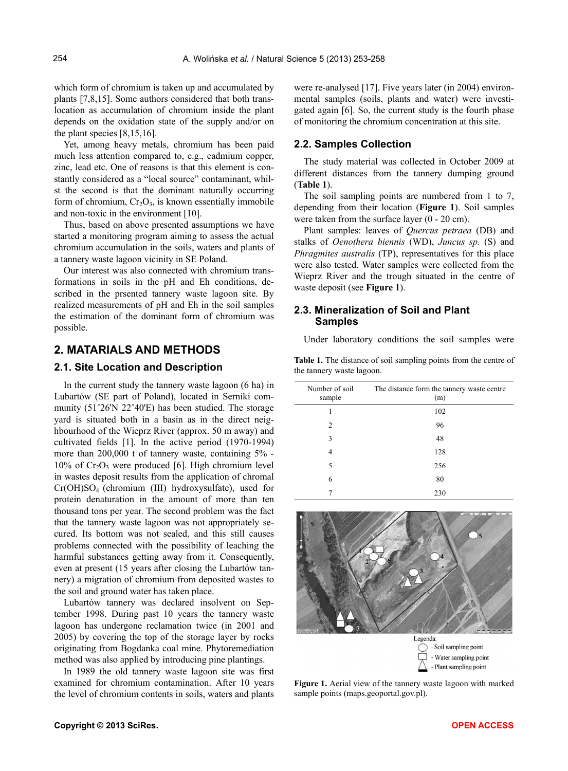which form of chromium is taken up and accumulated by plants [7,8,15]. Some authors considered that both translocation as accumulation of chromium inside the plant depends on the oxidation state of the supply and/or on the plant species [8,15,16].

Yet, among heavy metals, chromium has been paid much less attention compared to, e.g., cadmium copper, zinc, lead etc. One of reasons is that this element is constantly considered as a "local source" contaminant, whilst the second is that the dominant naturally occurring form of chromium, $Cr_2O_3$, is known essentially immobile and non-toxic in the environment [10].

Thus, based on above presented assumptions we have started a monitoring program aiming to assess the actual chromium accumulation in the soils, waters and plants of a tannery waste lagoon vicinity in SE Poland.

Our interest was also connected with chromium transformations in soils in the pH and Eh conditions, described in the prsented tannery waste lagoon site. By realized measurements of pH and Eh in the soil samples the estimation of the dominant form of chromium was possible.

## 2. MATARIALS AND METHODS

### 2.1. Site Location and Description

In the current study the tannery waste lagoon (6 ha) in Lubartów (SE part of Poland), located in Serniki community (51˚26'N 22˚40'E) has been studied. The storage yard is situated both in a basin as in the direct neighbourhood of the Wieprz River (approx. 50 m away) and cultivated fields [1]. In the active period (1970-1994) more than 200,000 t of tannery waste, containing 5% - 10% of $Cr_2O_3$ were produced [6]. High chromium level in wastes deposit results from the application of chromal $Cr(OH)SO_4$ (chromium (III) hydroxysulfate), used for protein denaturation in the amount of more than ten thousand tons per year. The second problem was the fact that the tannery waste lagoon was not appropriately secured. Its bottom was not sealed, and this still causes problems connected with the possibility of leaching the harmful substances getting away from it. Consequently, even at present (15 years after closing the Lubartów tannery) a migration of chromium from deposited wastes to the soil and ground water has taken place.

Lubartów tannery was declared insolvent on September 1998. During past 10 years the tannery waste lagoon has undergone reclamation twice (in 2001 and 2005) by covering the top of the storage layer by rocks originating from Bogdanka coal mine. Phytoremediation method was also applied by introducing pine plantings.

In 1989 the old tannery waste lagoon site was first examined for chromium contamination. After 10 years the level of chromium contents in soils, waters and plants were re-analysed [17]. Five years later (in 2004) environmental samples (soils, plants and water) were investigated again [6]. So, the current study is the fourth phase of monitoring the chromium concentration at this site.

### 2.2. Samples Collection

The study material was collected in October 2009 at different distances from the tannery dumping ground (**Table 1**).

The soil sampling points are numbered from 1 to 7, depending from their location (**Figure 1**). Soil samples were taken from the surface layer (0 - 20 cm).

Plant samples: leaves of *Quercus petraea* (DB) and stalks of *Oenothera biennis* (WD), *Juncus sp.* (S) and *Phragmites australis* (TP), representatives for this place were also tested. Water samples were collected from the Wieprz River and the trough situated in the centre of waste deposit (see **Figure 1**).

### 2.3. Mineralization of Soil and Plant Samples

Under laboratory conditions the soil samples were

**Table 1.** The distance of soil sampling points from the centre of the tannery waste lagoon.

| Number of soil sample | The distance form the tannery waste centre (m) |
|---|---|
| 1 | 102 |
| 2 | 96 |
| 3 | 48 |
| 4 | 128 |
| 5 | 256 |
| 6 | 80 |
| 7 | 230 |

**Figure 1.** Aerial view of the tannery waste lagoon with marked sample points (maps.geoportal.gov.pl).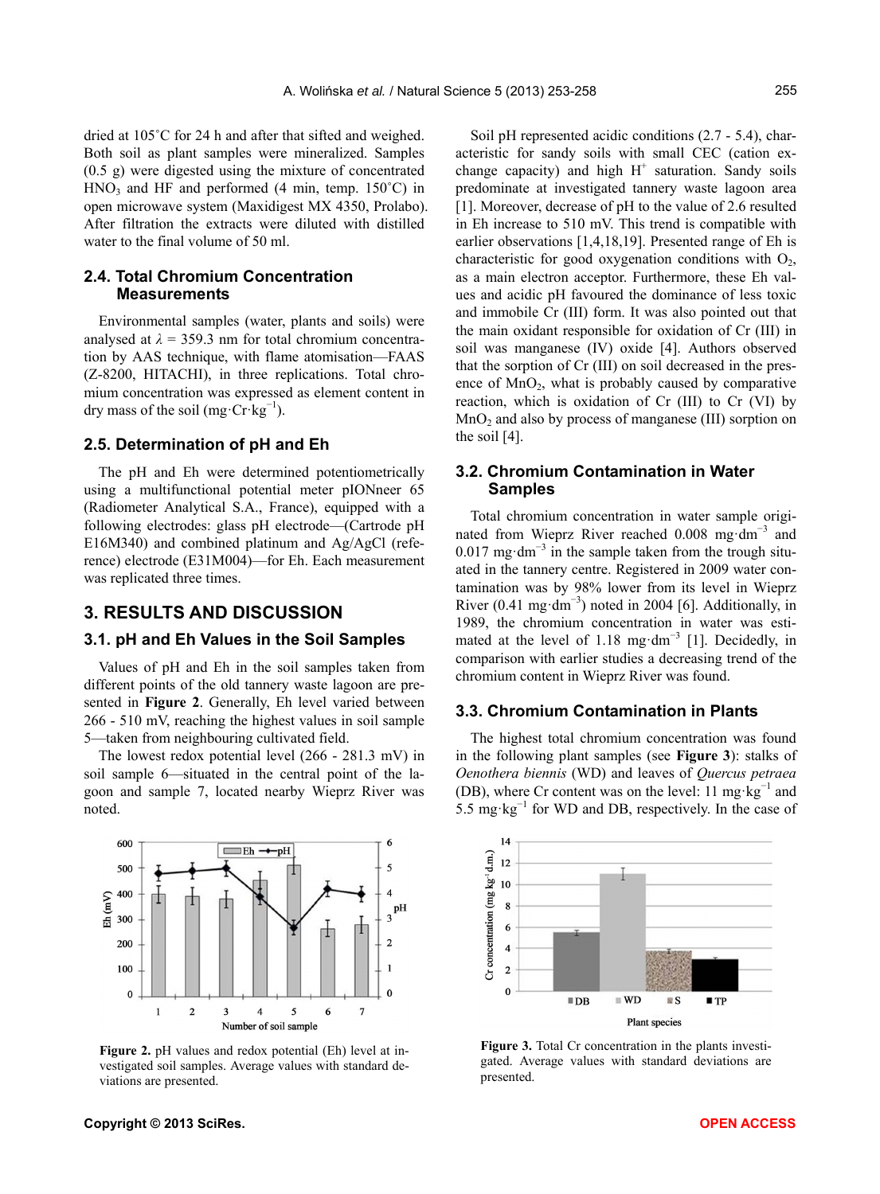dried at 105˚C for 24 h and after that sifted and weighed. Both soil as plant samples were mineralized. Samples (0.5 g) were digested using the mixture of concentrated $HNO_3$ and HF and performed (4 min, temp. 150˚C) in open microwave system (Maxidigest MX 4350, Prolabo). After filtration the extracts were diluted with distilled water to the final volume of 50 ml.

## 2.4. Total Chromium Concentration Measurements

Environmental samples (water, plants and soils) were analysed at $\lambda = 359.3$ nm for total chromium concentration by AAS technique, with flame atomisation—FAAS (Z-8200, HITACHI), in three replications. Total chromium concentration was expressed as element content in dry mass of the soil ($mg \cdot Cr \cdot kg^{-1}$).

## 2.5. Determination of pH and Eh

The pH and Eh were determined potentiometrically using a multifunctional potential meter pIONneer 65 (Radiometer Analytical S.A., France), equipped with a following electrodes: glass pH electrode—(Cartrode pH E16M340) and combined platinum and Ag/AgCl (reference) electrode (E31M004)—for Eh. Each measurement was replicated three times.

# 3. RESULTS AND DISCUSSION

## 3.1. pH and Eh Values in the Soil Samples

Values of pH and Eh in the soil samples taken from different points of the old tannery waste lagoon are presented in **Figure 2**. Generally, Eh level varied between 266 - 510 mV, reaching the highest values in soil sample 5—taken from neighbouring cultivated field.

The lowest redox potential level (266 - 281.3 mV) in soil sample 6—situated in the central point of the lagoon and sample 7, located nearby Wieprz River was noted.

**Figure 2.** pH values and redox potential (Eh) level at investigated soil samples. Average values with standard deviations are presented.

Soil pH represented acidic conditions (2.7 - 5.4), characteristic for sandy soils with small CEC (cation exchange capacity) and high $H^+$ saturation. Sandy soils predominate at investigated tannery waste lagoon area [1]. Moreover, decrease of pH to the value of 2.6 resulted in Eh increase to 510 mV. This trend is compatible with earlier observations [1,4,18,19]. Presented range of Eh is characteristic for good oxygenation conditions with $O_2$, as a main electron acceptor. Furthermore, these Eh values and acidic pH favoured the dominance of less toxic and immobile Cr (III) form. It was also pointed out that the main oxidant responsible for oxidation of Cr (III) in soil was manganese (IV) oxide [4]. Authors observed that the sorption of Cr (III) on soil decreased in the presence of $MnO_2$, what is probably caused by comparative reaction, which is oxidation of Cr (III) to Cr (VI) by $MnO_2$ and also by process of manganese (III) sorption on the soil [4].

## 3.2. Chromium Contamination in Water Samples

Total chromium concentration in water sample originated from Wieprz River reached 0.008 $mg \cdot dm^{-3}$ and 0.017 $mg \cdot dm^{-3}$ in the sample taken from the trough situated in the tannery centre. Registered in 2009 water contamination was by 98% lower from its level in Wieprz River (0.41 $mg \cdot dm^{-3}$) noted in 2004 [6]. Additionally, in 1989, the chromium concentration in water was estimated at the level of 1.18 $mg \cdot dm^{-3}$ [1]. Decidedly, in comparison with earlier studies a decreasing trend of the chromium content in Wieprz River was found.

## 3.3. Chromium Contamination in Plants

The highest total chromium concentration was found in the following plant samples (see **Figure 3**): stalks of *Oenothera biennis* (WD) and leaves of *Quercus petraea* (DB), where Cr content was on the level: 11 $mg \cdot kg^{-1}$ and 5.5 $mg \cdot kg^{-1}$ for WD and DB, respectively. In the case of

**Figure 3.** Total Cr concentration in the plants investigated. Average values with standard deviations are presented.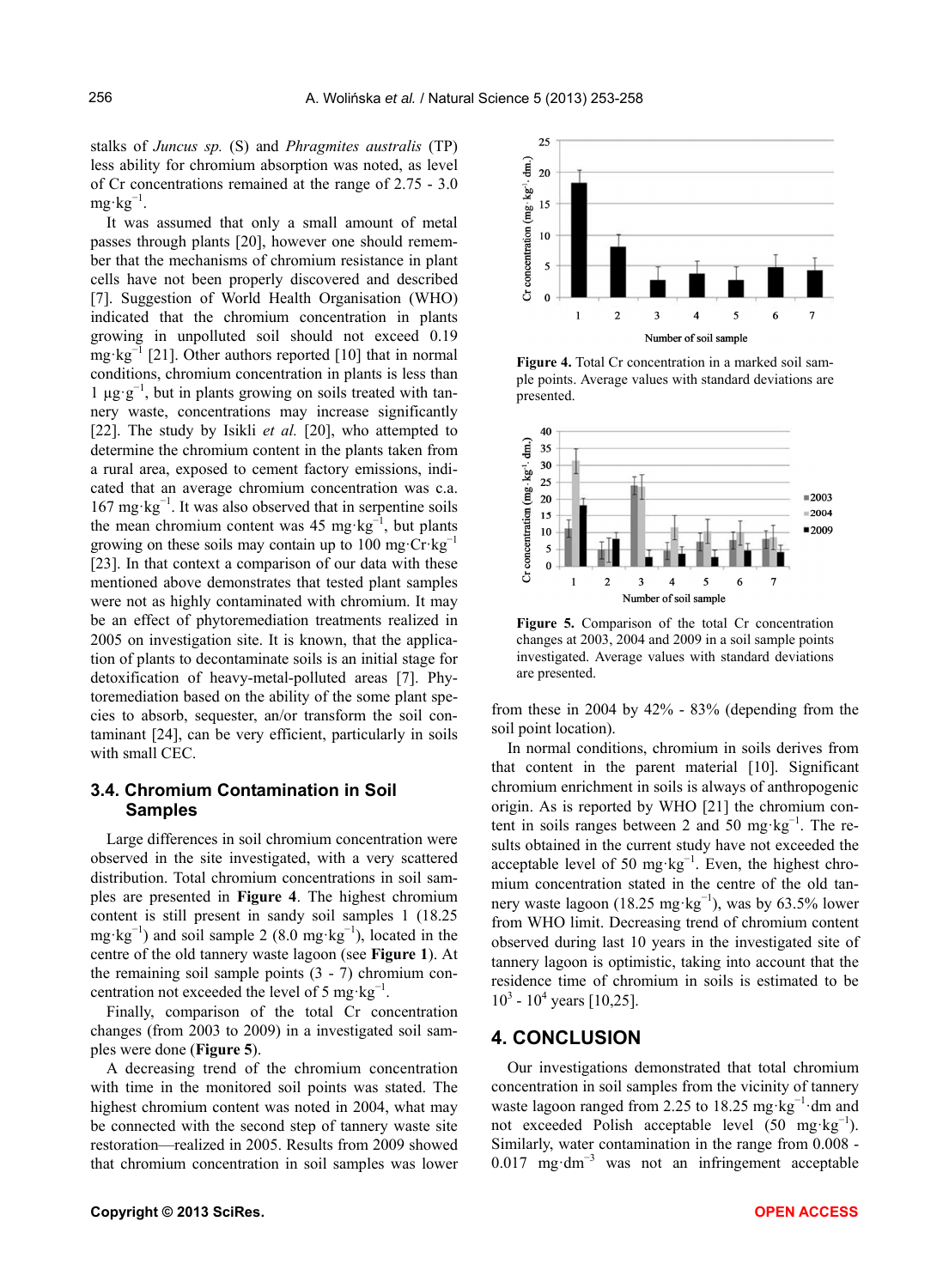stalks of *Juncus sp.* (S) and *Phragmites australis* (TP) less ability for chromium absorption was noted, as level of Cr concentrations remained at the range of 2.75 - 3.0 mg·kg$^{-1}$.

It was assumed that only a small amount of metal passes through plants [20], however one should remember that the mechanisms of chromium resistance in plant cells have not been properly discovered and described [7]. Suggestion of World Health Organisation (WHO) indicated that the chromium concentration in plants growing in unpolluted soil should not exceed 0.19 mg·kg$^{-1}$ [21]. Other authors reported [10] that in normal conditions, chromium concentration in plants is less than 1 μg·g$^{-1}$, but in plants growing on soils treated with tannery waste, concentrations may increase significantly [22]. The study by Isikli *et al.* [20], who attempted to determine the chromium content in the plants taken from a rural area, exposed to cement factory emissions, indicated that an average chromium concentration was c.a. 167 mg·kg$^{-1}$. It was also observed that in serpentine soils the mean chromium content was 45 mg·kg$^{-1}$, but plants growing on these soils may contain up to 100 mg·Cr·kg$^{-1}$ [23]. In that context a comparison of our data with these mentioned above demonstrates that tested plant samples were not as highly contaminated with chromium. It may be an effect of phytoremediation treatments realized in 2005 on investigation site. It is known, that the application of plants to decontaminate soils is an initial stage for detoxification of heavy-metal-polluted areas [7]. Phytoremediation based on the ability of the some plant species to absorb, sequester, an/or transform the soil contaminant [24], can be very efficient, particularly in soils with small CEC.

### 3.4. Chromium Contamination in Soil Samples

Large differences in soil chromium concentration were observed in the site investigated, with a very scattered distribution. Total chromium concentrations in soil samples are presented in **Figure 4**. The highest chromium content is still present in sandy soil samples 1 (18.25 mg·kg$^{-1}$) and soil sample 2 (8.0 mg·kg$^{-1}$), located in the centre of the old tannery waste lagoon (see **Figure 1**). At the remaining soil sample points (3 - 7) chromium concentration not exceeded the level of 5 mg·kg$^{-1}$.

Finally, comparison of the total Cr concentration changes (from 2003 to 2009) in a investigated soil samples were done (**Figure 5**).

A decreasing trend of the chromium concentration with time in the monitored soil points was stated. The highest chromium content was noted in 2004, what may be connected with the second step of tannery waste site restoration—realized in 2005. Results from 2009 showed that chromium concentration in soil samples was lower

**Figure 4.** Total Cr concentration in a marked soil sample points. Average values with standard deviations are presented.

**Figure 5.** Comparison of the total Cr concentration changes at 2003, 2004 and 2009 in a soil sample points investigated. Average values with standard deviations are presented.

from these in 2004 by 42% - 83% (depending from the soil point location).

In normal conditions, chromium in soils derives from that content in the parent material [10]. Significant chromium enrichment in soils is always of anthropogenic origin. As is reported by WHO [21] the chromium content in soils ranges between 2 and 50 mg·kg$^{-1}$. The results obtained in the current study have not exceeded the acceptable level of 50 mg·kg$^{-1}$. Even, the highest chromium concentration stated in the centre of the old tannery waste lagoon (18.25 mg·kg$^{-1}$), was by 63.5% lower from WHO limit. Decreasing trend of chromium content observed during last 10 years in the investigated site of tannery lagoon is optimistic, taking into account that the residence time of chromium in soils is estimated to be $10^3$ - $10^4$ years [10,25].

## 4. CONCLUSION

Our investigations demonstrated that total chromium concentration in soil samples from the vicinity of tannery waste lagoon ranged from 2.25 to 18.25 mg·kg$^{-1}$·dm and not exceeded Polish acceptable level (50 mg·kg$^{-1}$). Similarly, water contamination in the range from 0.008 - 0.017 mg·dm$^{-3}$ was not an infringement acceptable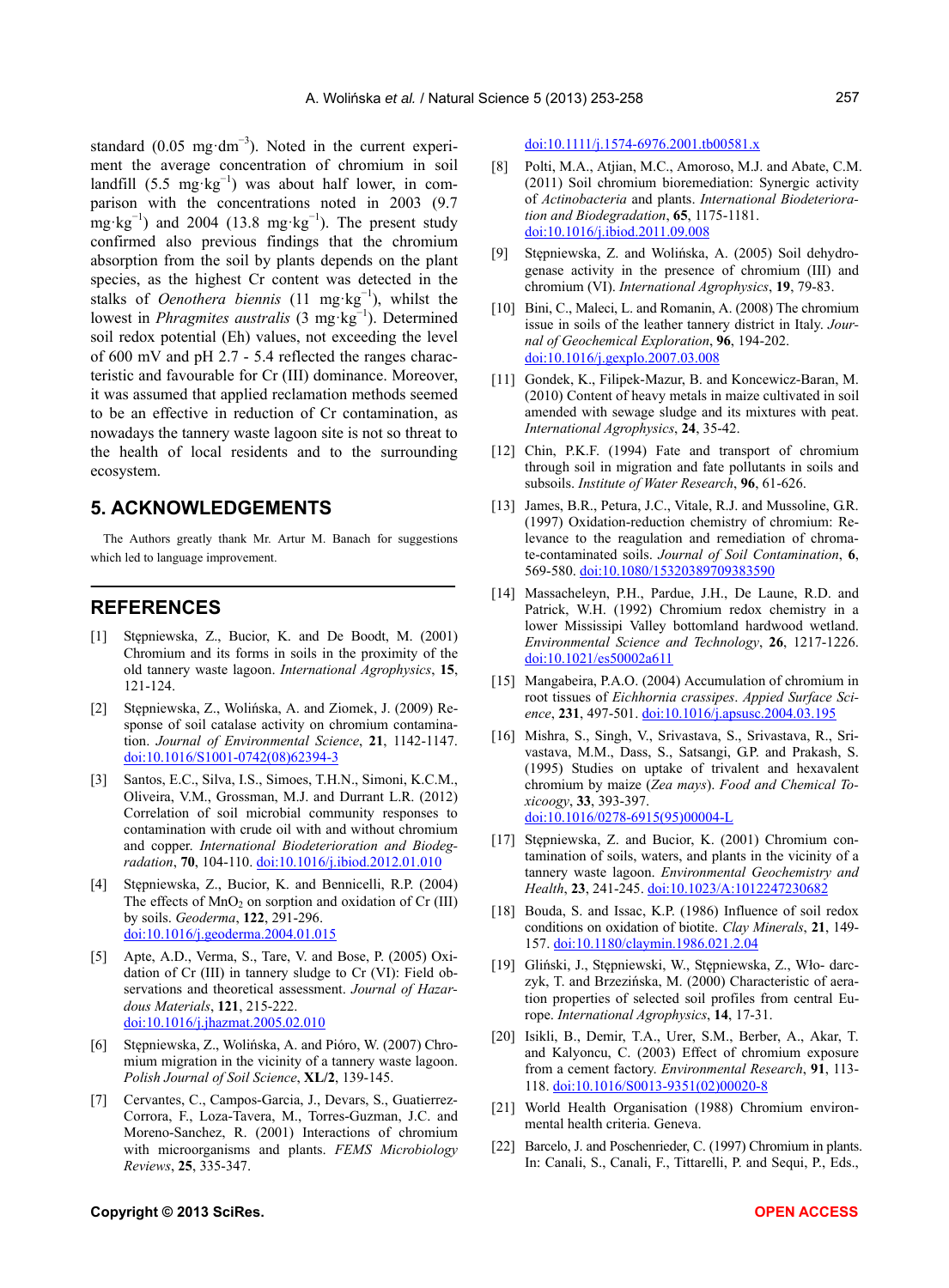standard ($0.05\ mg \cdot dm^{-3}$). Noted in the current experiment the average concentration of chromium in soil landfill ($5.5\ mg \cdot kg^{-1}$) was about half lower, in comparison with the concentrations noted in 2003 ($9.7\ mg \cdot kg^{-1}$) and 2004 ($13.8\ mg \cdot kg^{-1}$). The present study confirmed also previous findings that the chromium absorption from the soil by plants depends on the plant species, as the highest Cr content was detected in the stalks of *Oenothera biennis* ($11\ mg \cdot kg^{-1}$), whilst the lowest in *Phragmites australis* ($3\ mg \cdot kg^{-1}$). Determined soil redox potential (Eh) values, not exceeding the level of 600 mV and pH 2.7 - 5.4 reflected the ranges characteristic and favourable for Cr (III) dominance. Moreover, it was assumed that applied reclamation methods seemed to be an effective in reduction of Cr contamination, as nowadays the tannery waste lagoon site is not so threat to the health of local residents and to the surrounding ecosystem.

## 5. ACKNOWLEDGEMENTS

The Authors greatly thank Mr. Artur M. Banach for suggestions which led to language improvement.

## REFERENCES

[1] Stępniewska, Z., Bucior, K. and De Boodt, M. (2001) Chromium and its forms in soils in the proximity of the old tannery waste lagoon. *International Agrophysics*, **15**, 121-124.

[2] Stępniewska, Z., Wolińska, A. and Ziomek, J. (2009) Response of soil catalase activity on chromium contamination. *Journal of Environmental Science*, **21**, 1142-1147. doi:10.1016/S1001-0742(08)62394-3

[3] Santos, E.C., Silva, I.S., Simoes, T.H.N., Simoni, K.C.M., Oliveira, V.M., Grossman, M.J. and Durrant L.R. (2012) Correlation of soil microbial community responses to contamination with crude oil with and without chromium and copper. *International Biodeterioration and Biodegradation*, **70**, 104-110. doi:10.1016/j.ibiod.2012.01.010

[4] Stępniewska, Z., Bucior, K. and Bennicelli, R.P. (2004) The effects of $MnO_2$ on sorption and oxidation of Cr (III) by soils. *Geoderma*, **122**, 291-296. doi:10.1016/j.geoderma.2004.01.015

[5] Apte, A.D., Verma, S., Tare, V. and Bose, P. (2005) Oxidation of Cr (III) in tannery sludge to Cr (VI): Field observations and theoretical assessment. *Journal of Hazardous Materials*, **121**, 215-222. doi:10.1016/j.jhazmat.2005.02.010

[6] Stępniewska, Z., Wolińska, A. and Pióro, W. (2007) Chromium migration in the vicinity of a tannery waste lagoon. *Polish Journal of Soil Science*, **XL/2**, 139-145.

[7] Cervantes, C., Campos-Garcia, J., Devars, S., Guatierrez-Corrora, F., Loza-Tavera, M., Torres-Guzman, J.C. and Moreno-Sanchez, R. (2001) Interactions of chromium with microorganisms and plants. *FEMS Microbiology Reviews*, **25**, 335-347. doi:10.1111/j.1574-6976.2001.tb00581.x

[8] Polti, M.A., Atjian, M.C., Amoroso, M.J. and Abate, C.M. (2011) Soil chromium bioremediation: Synergic activity of *Actinobacteria* and plants. *International Biodeterioration and Biodegradation*, **65**, 1175-1181. doi:10.1016/j.ibiod.2011.09.008

[9] Stępniewska, Z. and Wolińska, A. (2005) Soil dehydrogenase activity in the presence of chromium (III) and chromium (VI). *International Agrophysics*, **19**, 79-83.

[10] Bini, C., Maleci, L. and Romanin, A. (2008) The chromium issue in soils of the leather tannery district in Italy. *Journal of Geochemical Exploration*, **96**, 194-202. doi:10.1016/j.gexplo.2007.03.008

[11] Gondek, K., Filipek-Mazur, B. and Koncewicz-Baran, M. (2010) Content of heavy metals in maize cultivated in soil amended with sewage sludge and its mixtures with peat. *International Agrophysics*, **24**, 35-42.

[12] Chin, P.K.F. (1994) Fate and transport of chromium through soil in migration and fate pollutants in soils and subsoils. *Institute of Water Research*, **96**, 61-626.

[13] James, B.R., Petura, J.C., Vitale, R.J. and Mussoline, G.R. (1997) Oxidation-reduction chemistry of chromium: Relevance to the reagulation and remediation of chromate-contaminated soils. *Journal of Soil Contamination*, **6**, 569-580. doi:10.1080/15320389709383590

[14] Massacheleyn, P.H., Pardue, J.H., De Laune, R.D. and Patrick, W.H. (1992) Chromium redox chemistry in a lower Mississipi Valley bottomland hardwood wetland. *Environmental Science and Technology*, **26**, 1217-1226. doi:10.1021/es50002a611

[15] Mangabeira, P.A.O. (2004) Accumulation of chromium in root tissues of *Eichhornia crassipes*. *Appied Surface Science*, **231**, 497-501. doi:10.1016/j.apsusc.2004.03.195

[16] Mishra, S., Singh, V., Srivastava, S., Srivastava, R., Srivastava, M.M., Dass, S., Satsangi, G.P. and Prakash, S. (1995) Studies on uptake of trivalent and hexavalent chromium by maize (*Zea mays*). *Food and Chemical Toxicoogy*, **33**, 393-397. doi:10.1016/0278-6915(95)00004-L

[17] Stępniewska, Z. and Bucior, K. (2001) Chromium contamination of soils, waters, and plants in the vicinity of a tannery waste lagoon. *Environmental Geochemistry and Health*, **23**, 241-245. doi:10.1023/A:1012247230682

[18] Bouda, S. and Issac, K.P. (1986) Influence of soil redox conditions on oxidation of biotite. *Clay Minerals*, **21**, 149-157. doi:10.1180/claymin.1986.021.2.04

[19] Gliński, J., Stępniewski, W., Stępniewska, Z., Wło- darczyk, T. and Brzezińska, M. (2000) Characteristic of aeration properties of selected soil profiles from central Europe. *International Agrophysics*, **14**, 17-31.

[20] Isikli, B., Demir, T.A., Urer, S.M., Berber, A., Akar, T. and Kalyoncu, C. (2003) Effect of chromium exposure from a cement factory. *Environmental Research*, **91**, 113-118. doi:10.1016/S0013-9351(02)00020-8

[21] World Health Organisation (1988) Chromium environmental health criteria. Geneva.

[22] Barcelo, J. and Poschenrieder, C. (1997) Chromium in plants. In: Canali, S., Canali, F., Tittarelli, P. and Sequi, P., Eds.,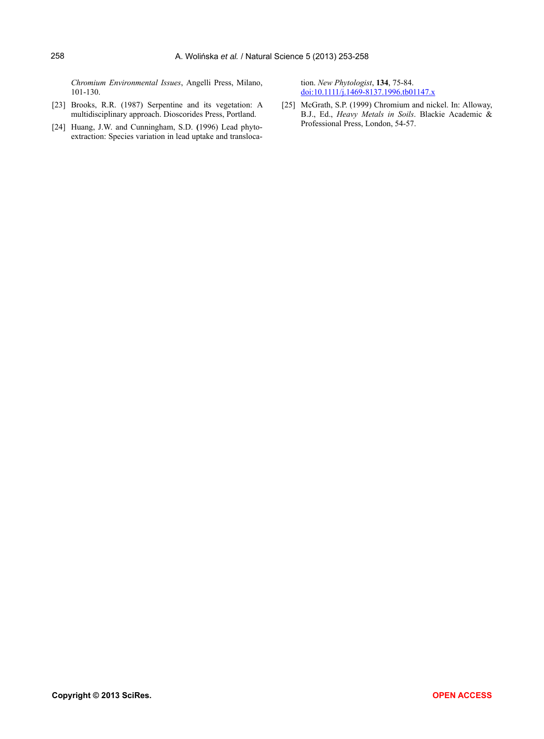*Chromium Environmental Issues*, Angelli Press, Milano, 101-130.

[23] Brooks, R.R. (1987) Serpentine and its vegetation: A multidisciplinary approach. Dioscorides Press, Portland.

[24] Huang, J.W. and Cunningham, S.D. (1996) Lead phytoextraction: Species variation in lead uptake and translocation. *New Phytologist*, **134**, 75-84. doi:10.1111/j.1469-8137.1996.tb01147.x

[25] McGrath, S.P. (1999) Chromium and nickel. In: Alloway, B.J., Ed., *Heavy Metals in Soils*. Blackie Academic & Professional Press, London, 54-57.